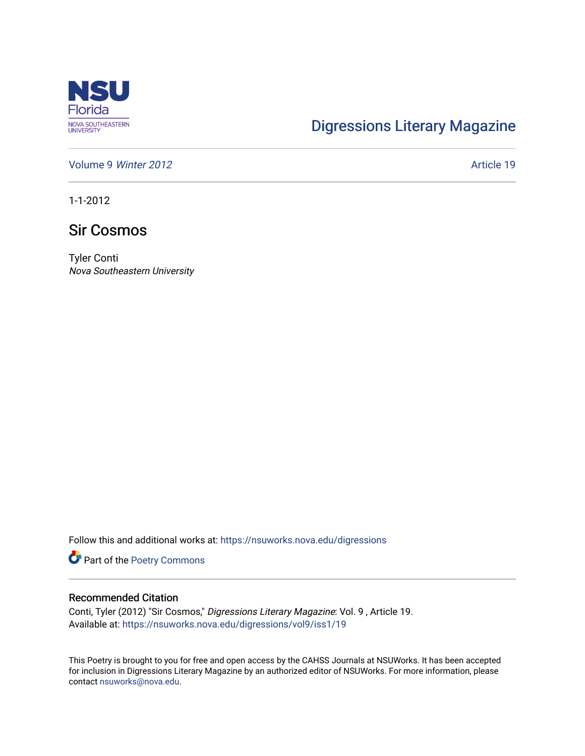Digressions Literary Magazine

Volume 9 *Winter 2012*

Article 19

1-1-2012

# Sir Cosmos

Tyler Conti
*Nova Southeastern University*

Follow this and additional works at: https://nsuworks.nova.edu/digressions

Part of the Poetry Commons

## Recommended Citation

Conti, Tyler (2012) "Sir Cosmos," *Digressions Literary Magazine*: Vol. 9 , Article 19.
Available at: https://nsuworks.nova.edu/digressions/vol9/iss1/19

This Poetry is brought to you for free and open access by the CAHSS Journals at NSUWorks. It has been accepted for inclusion in Digressions Literary Magazine by an authorized editor of NSUWorks. For more information, please contact nsuworks@nova.edu.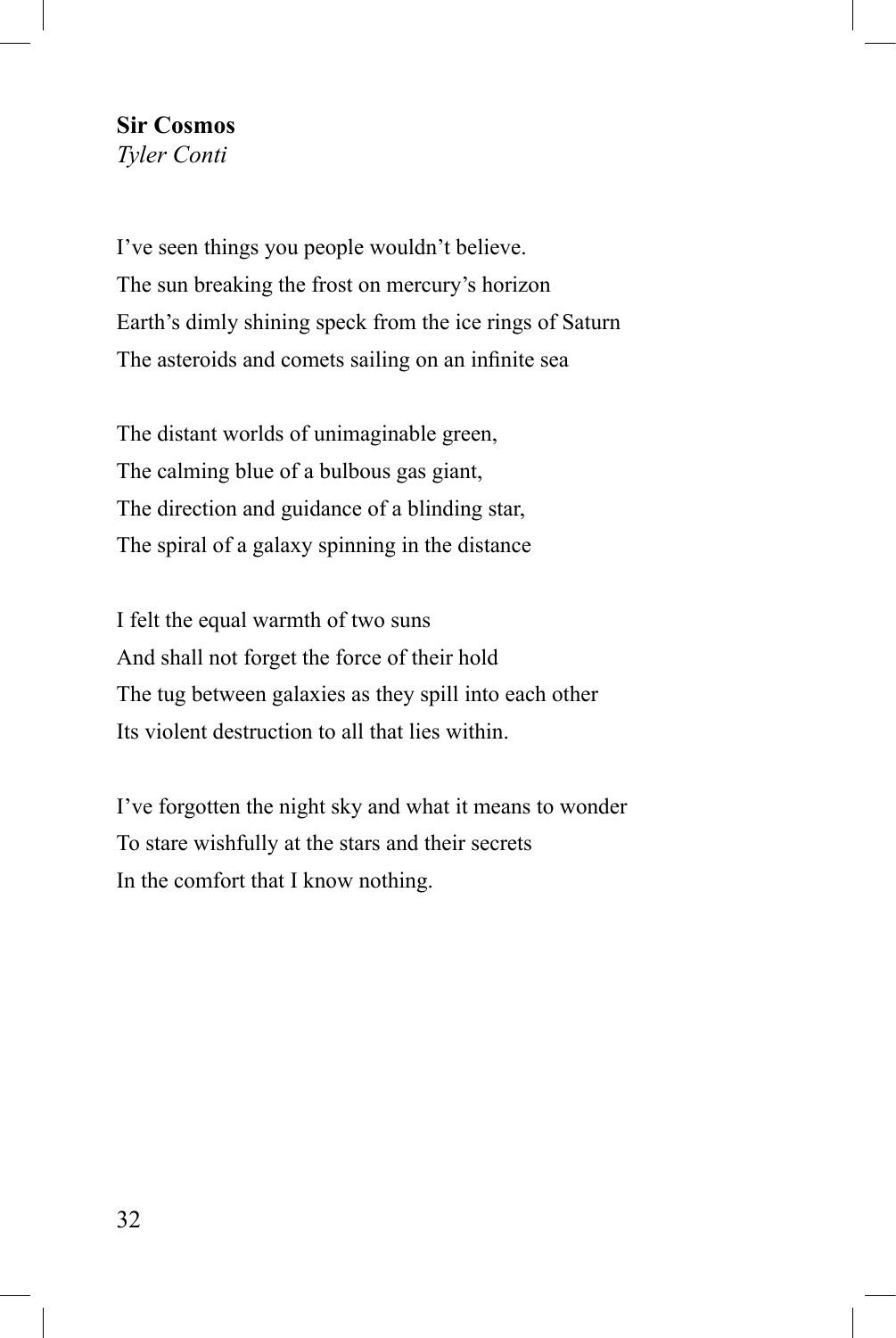**Sir Cosmos**
*Tyler Conti*

I've seen things you people wouldn't believe.
The sun breaking the frost on mercury's horizon
Earth's dimly shining speck from the ice rings of Saturn
The asteroids and comets sailing on an infinite sea

The distant worlds of unimaginable green,
The calming blue of a bulbous gas giant,
The direction and guidance of a blinding star,
The spiral of a galaxy spinning in the distance

I felt the equal warmth of two suns
And shall not forget the force of their hold
The tug between galaxies as they spill into each other
Its violent destruction to all that lies within.

I've forgotten the night sky and what it means to wonder
To stare wishfully at the stars and their secrets
In the comfort that I know nothing.